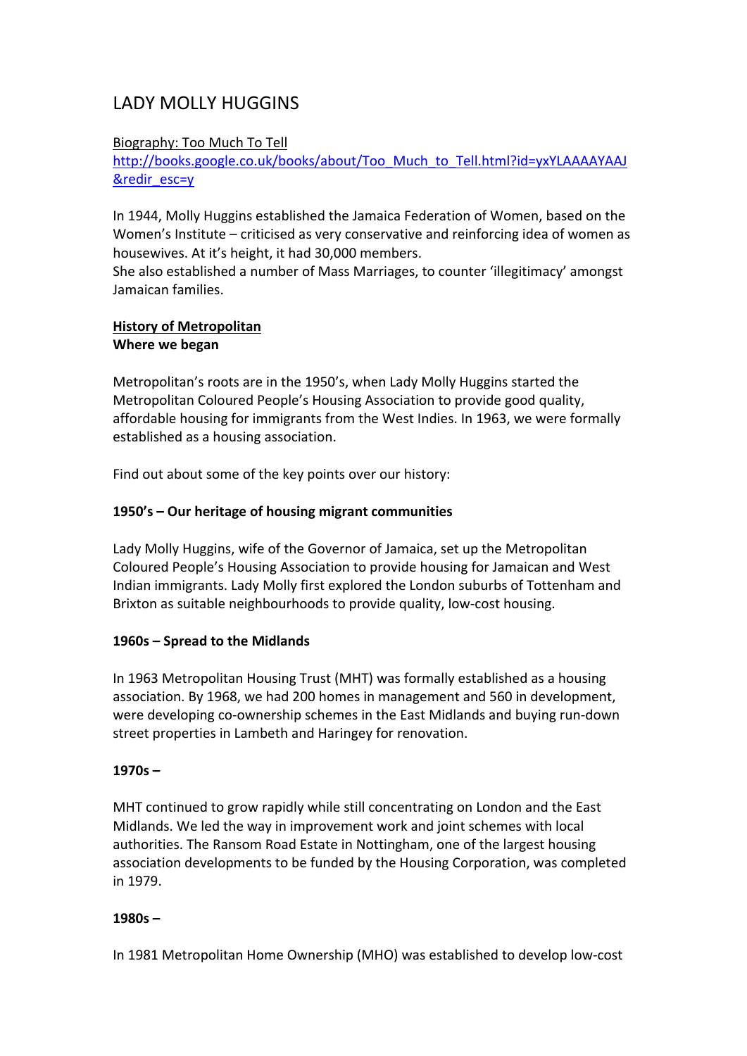# LADY MOLLY HUGGINS

Biography: Too Much To Tell
[http://books.google.co.uk/books/about/Too_Much_to_Tell.html?id=yxYLAAAAYAAJ&redir_esc=y](http://books.google.co.uk/books/about/Too_Much_to_Tell.html?id=yxYLAAAAYAAJ&redir_esc=y)

In 1944, Molly Huggins established the Jamaica Federation of Women, based on the Women's Institute – criticised as very conservative and reinforcing idea of women as housewives. At it's height, it had 30,000 members.
She also established a number of Mass Marriages, to counter 'illegitimacy' amongst Jamaican families.

## History of Metropolitan

**Where we began**

Metropolitan's roots are in the 1950's, when Lady Molly Huggins started the Metropolitan Coloured People's Housing Association to provide good quality, affordable housing for immigrants from the West Indies. In 1963, we were formally established as a housing association.

Find out about some of the key points over our history:

### 1950's – Our heritage of housing migrant communities

Lady Molly Huggins, wife of the Governor of Jamaica, set up the Metropolitan Coloured People's Housing Association to provide housing for Jamaican and West Indian immigrants. Lady Molly first explored the London suburbs of Tottenham and Brixton as suitable neighbourhoods to provide quality, low-cost housing.

### 1960s – Spread to the Midlands

In 1963 Metropolitan Housing Trust (MHT) was formally established as a housing association. By 1968, we had 200 homes in management and 560 in development, were developing co-ownership schemes in the East Midlands and buying run-down street properties in Lambeth and Haringey for renovation.

### 1970s –

MHT continued to grow rapidly while still concentrating on London and the East Midlands. We led the way in improvement work and joint schemes with local authorities. The Ransom Road Estate in Nottingham, one of the largest housing association developments to be funded by the Housing Corporation, was completed in 1979.

### 1980s –

In 1981 Metropolitan Home Ownership (MHO) was established to develop low-cost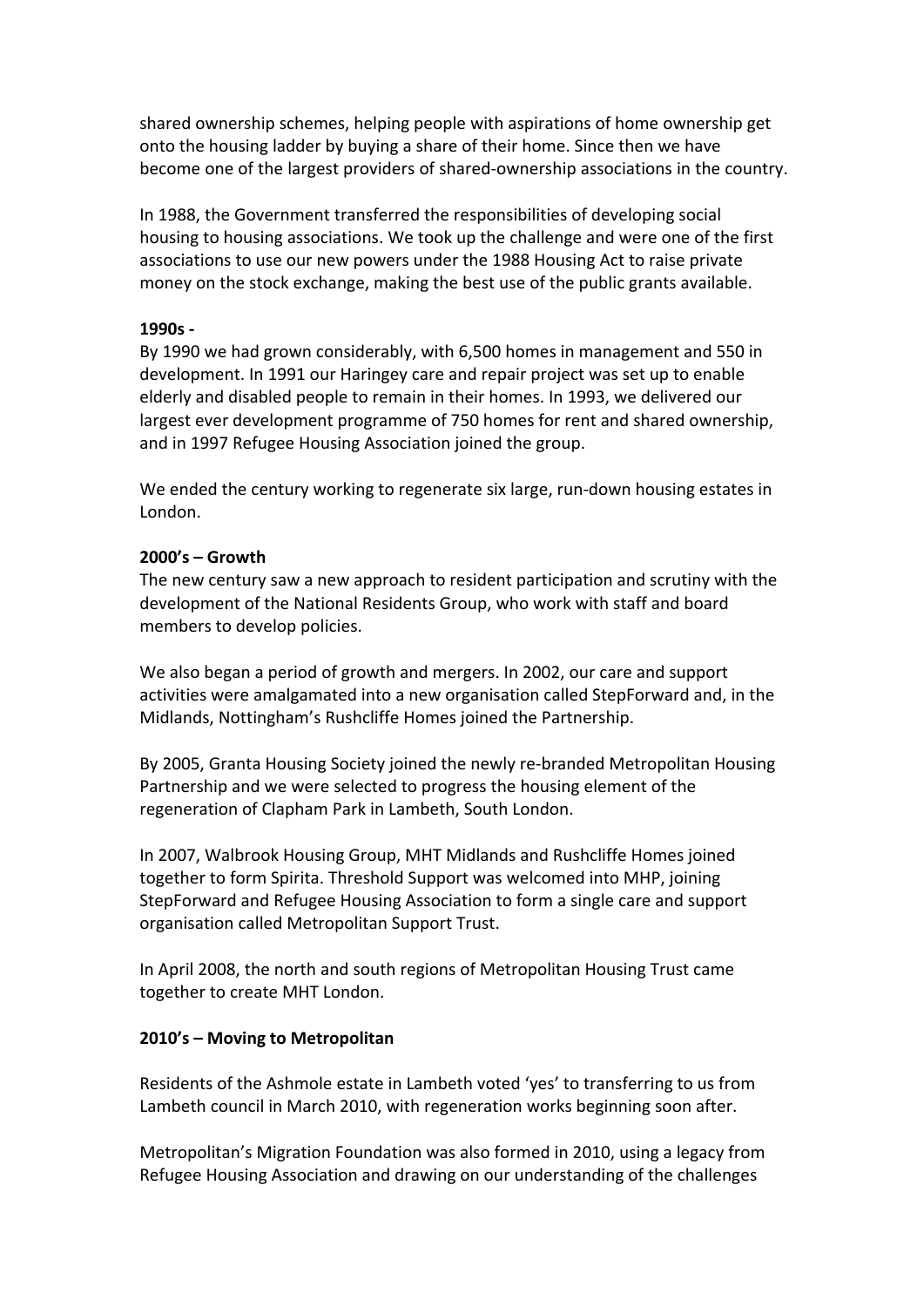shared ownership schemes, helping people with aspirations of home ownership get onto the housing ladder by buying a share of their home. Since then we have become one of the largest providers of shared-ownership associations in the country.

In 1988, the Government transferred the responsibilities of developing social housing to housing associations. We took up the challenge and were one of the first associations to use our new powers under the 1988 Housing Act to raise private money on the stock exchange, making the best use of the public grants available.

**1990s -**

By 1990 we had grown considerably, with 6,500 homes in management and 550 in development. In 1991 our Haringey care and repair project was set up to enable elderly and disabled people to remain in their homes. In 1993, we delivered our largest ever development programme of 750 homes for rent and shared ownership, and in 1997 Refugee Housing Association joined the group.

We ended the century working to regenerate six large, run-down housing estates in London.

**2000's – Growth**

The new century saw a new approach to resident participation and scrutiny with the development of the National Residents Group, who work with staff and board members to develop policies.

We also began a period of growth and mergers. In 2002, our care and support activities were amalgamated into a new organisation called StepForward and, in the Midlands, Nottingham's Rushcliffe Homes joined the Partnership.

By 2005, Granta Housing Society joined the newly re-branded Metropolitan Housing Partnership and we were selected to progress the housing element of the regeneration of Clapham Park in Lambeth, South London.

In 2007, Walbrook Housing Group, MHT Midlands and Rushcliffe Homes joined together to form Spirita. Threshold Support was welcomed into MHP, joining StepForward and Refugee Housing Association to form a single care and support organisation called Metropolitan Support Trust.

In April 2008, the north and south regions of Metropolitan Housing Trust came together to create MHT London.

**2010's – Moving to Metropolitan**

Residents of the Ashmole estate in Lambeth voted 'yes' to transferring to us from Lambeth council in March 2010, with regeneration works beginning soon after.

Metropolitan's Migration Foundation was also formed in 2010, using a legacy from Refugee Housing Association and drawing on our understanding of the challenges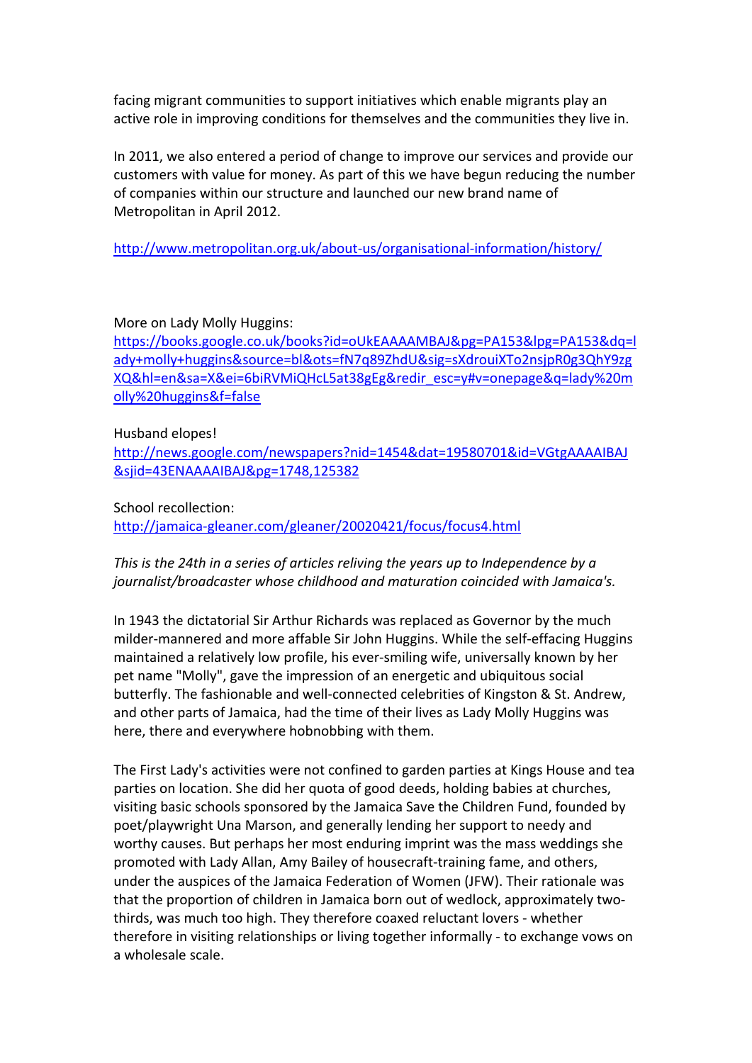facing migrant communities to support initiatives which enable migrants play an active role in improving conditions for themselves and the communities they live in.

In 2011, we also entered a period of change to improve our services and provide our customers with value for money. As part of this we have begun reducing the number of companies within our structure and launched our new brand name of Metropolitan in April 2012.

http://www.metropolitan.org.uk/about-us/organisational-information/history/

More on Lady Molly Huggins:
https://books.google.co.uk/books?id=oUkEAAAAMBAJ&pg=PA153&lpg=PA153&dq=lady+molly+huggins&source=bl&ots=fN7q89ZhdU&sig=sXdrouiXTo2nsjpR0g3QhY9zgXQ&hl=en&sa=X&ei=6biRVMiQHcL5at38gEg&redir_esc=y#v=onepage&q=lady%20molly%20huggins&f=false

Husband elopes!
http://news.google.com/newspapers?nid=1454&dat=19580701&id=VGtgAAAAIBAJ&sjid=43ENAAAAIBAJ&pg=1748,125382

School recollection:
http://jamaica-gleaner.com/gleaner/20020421/focus/focus4.html

*This is the 24th in a series of articles reliving the years up to Independence by a journalist/broadcaster whose childhood and maturation coincided with Jamaica's.*

In 1943 the dictatorial Sir Arthur Richards was replaced as Governor by the much milder-mannered and more affable Sir John Huggins. While the self-effacing Huggins maintained a relatively low profile, his ever-smiling wife, universally known by her pet name "Molly", gave the impression of an energetic and ubiquitous social butterfly. The fashionable and well-connected celebrities of Kingston & St. Andrew, and other parts of Jamaica, had the time of their lives as Lady Molly Huggins was here, there and everywhere hobnobbing with them.

The First Lady's activities were not confined to garden parties at Kings House and tea parties on location. She did her quota of good deeds, holding babies at churches, visiting basic schools sponsored by the Jamaica Save the Children Fund, founded by poet/playwright Una Marson, and generally lending her support to needy and worthy causes. But perhaps her most enduring imprint was the mass weddings she promoted with Lady Allan, Amy Bailey of housecraft-training fame, and others, under the auspices of the Jamaica Federation of Women (JFW). Their rationale was that the proportion of children in Jamaica born out of wedlock, approximately two-thirds, was much too high. They therefore coaxed reluctant lovers - whether therefore in visiting relationships or living together informally - to exchange vows on a wholesale scale.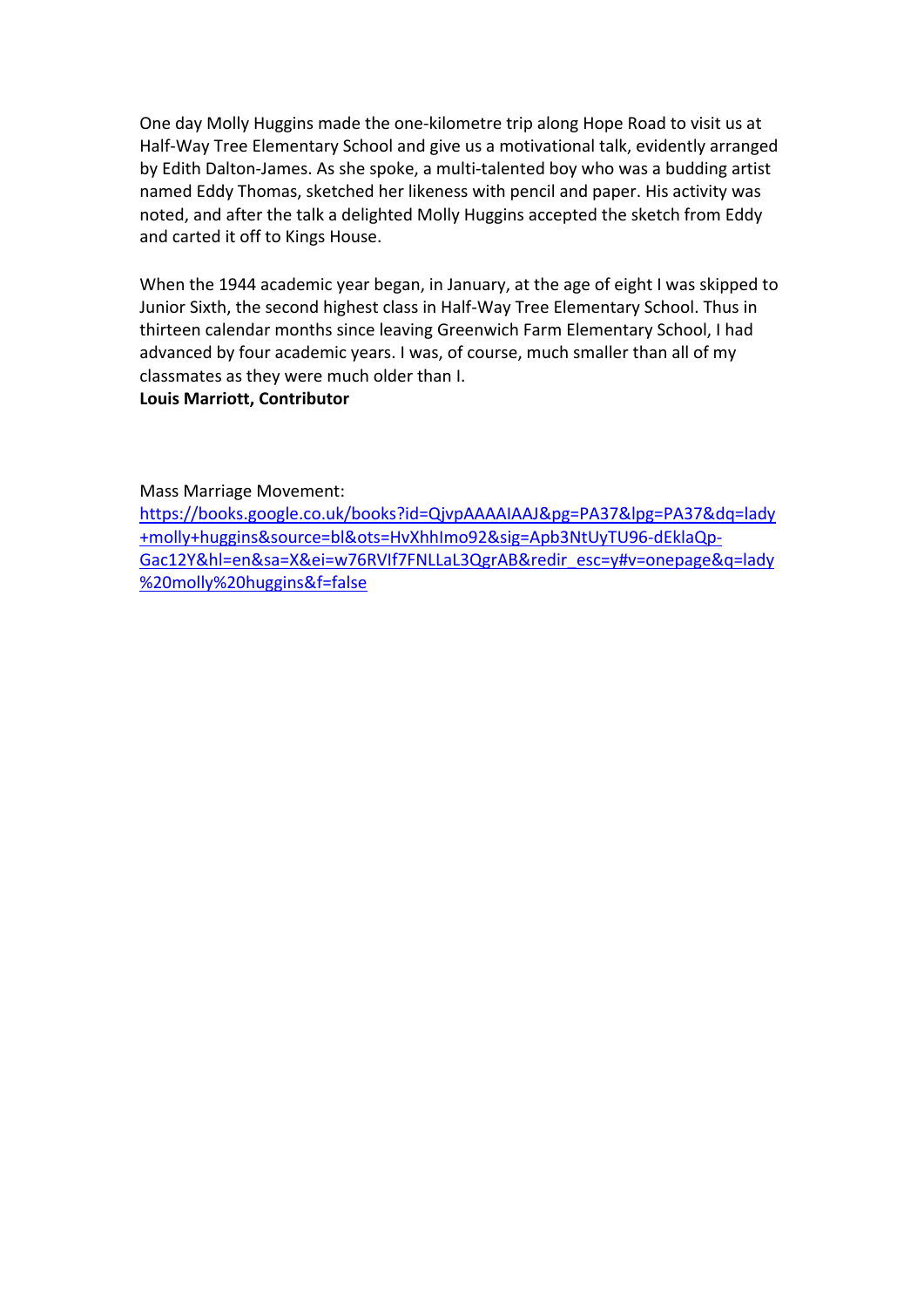One day Molly Huggins made the one-kilometre trip along Hope Road to visit us at Half-Way Tree Elementary School and give us a motivational talk, evidently arranged by Edith Dalton-James. As she spoke, a multi-talented boy who was a budding artist named Eddy Thomas, sketched her likeness with pencil and paper. His activity was noted, and after the talk a delighted Molly Huggins accepted the sketch from Eddy and carted it off to Kings House.

When the 1944 academic year began, in January, at the age of eight I was skipped to Junior Sixth, the second highest class in Half-Way Tree Elementary School. Thus in thirteen calendar months since leaving Greenwich Farm Elementary School, I had advanced by four academic years. I was, of course, much smaller than all of my classmates as they were much older than I.

**Louis Marriott, Contributor**

Mass Marriage Movement:
[https://books.google.co.uk/books?id=QjvpAAAAIAAJ&pg=PA37&lpg=PA37&dq=lady+molly+huggins&source=bl&ots=HvXhhImo92&sig=Apb3NtUyTU96-dEklaQp-Gac12Y&hl=en&sa=X&ei=w76RVIf7FNLLaL3QgrAB&redir_esc=y#v=onepage&q=lady%20molly%20huggins&f=false](https://books.google.co.uk/books?id=QjvpAAAAIAAJ&pg=PA37&lpg=PA37&dq=lady+molly+huggins&source=bl&ots=HvXhhImo92&sig=Apb3NtUyTU96-dEklaQp-Gac12Y&hl=en&sa=X&ei=w76RVIf7FNLLaL3QgrAB&redir_esc=y#v=onepage&q=lady%20molly%20huggins&f=false)